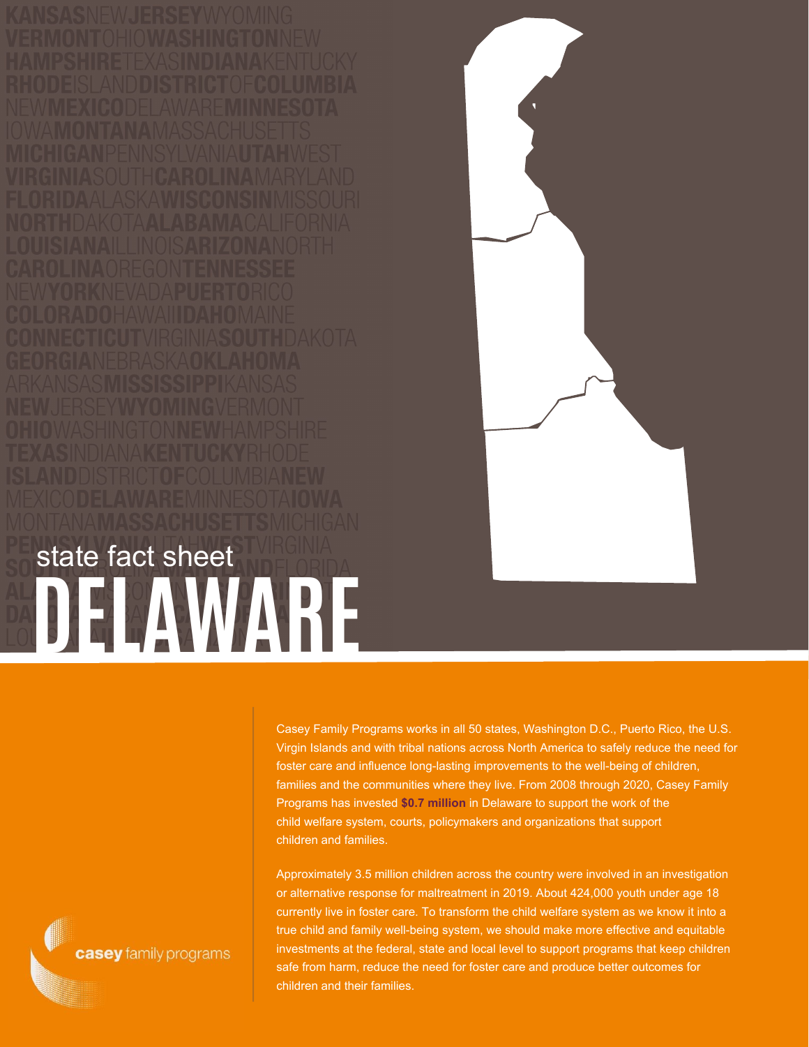state fact sheet

# DELAWARE

Casey Family Programs works in all 50 states, Washington D.C., Puerto Rico, the U.S. Virgin Islands and with tribal nations across North America to safely reduce the need for foster care and influence long-lasting improvements to the well-being of children, families and the communities where they live. From 2008 through 2020, Casey Family Programs has invested **$0.7 million** in Delaware to support the work of the child welfare system, courts, policymakers and organizations that support children and families.

Approximately 3.5 million children across the country were involved in an investigation or alternative response for maltreatment in 2019. About 424,000 youth under age 18 currently live in foster care. To transform the child welfare system as we know it into a true child and family well-being system, we should make more effective and equitable investments at the federal, state and local level to support programs that keep children safe from harm, reduce the need for foster care and produce better outcomes for children and their families.

casey family programs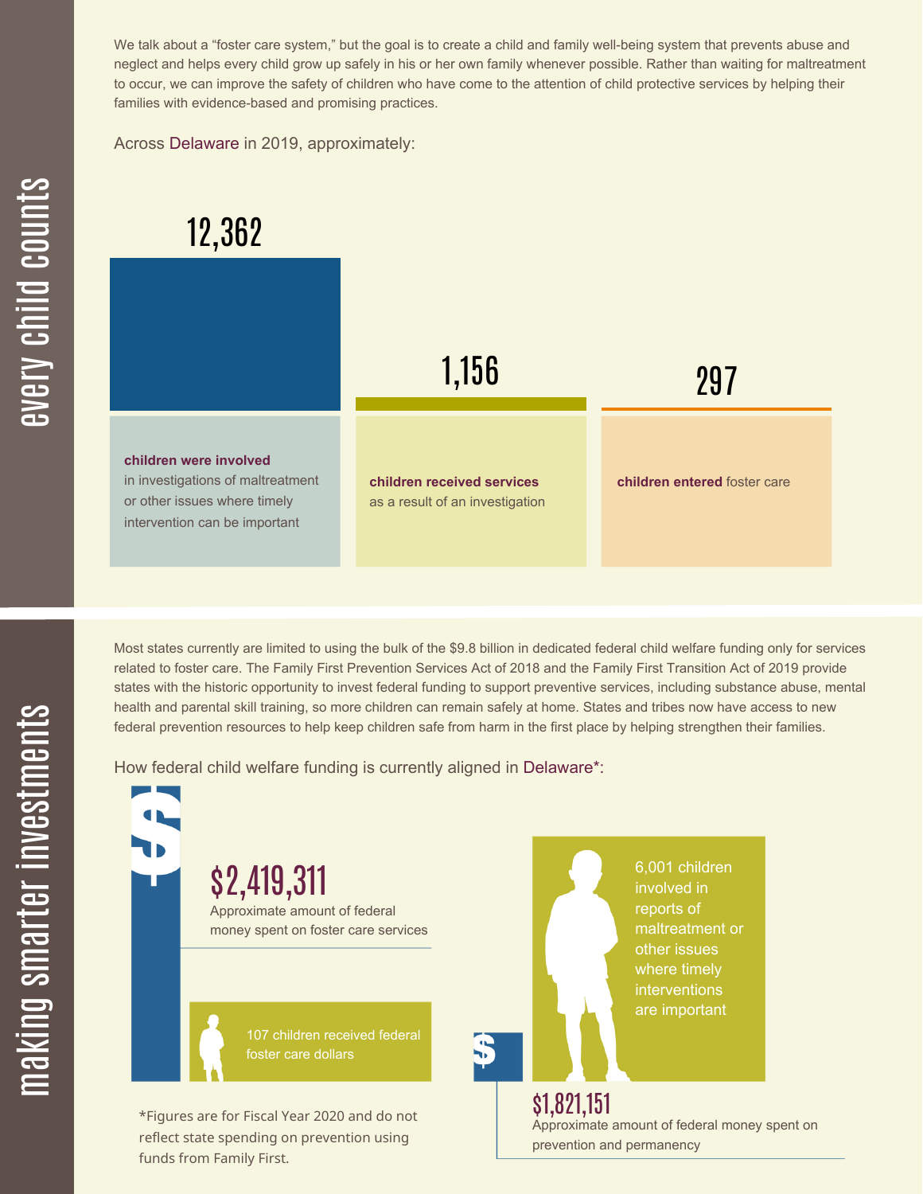## every child counts

We talk about a “foster care system,” but the goal is to create a child and family well-being system that prevents abuse and neglect and helps every child grow up safely in his or her own family whenever possible. Rather than waiting for maltreatment to occur, we can improve the safety of children who have come to the attention of child protective services by helping their families with evidence-based and promising practices.

Across Delaware in 2019, approximately:

**12,362**

**children were involved** in investigations of maltreatment or other issues where timely intervention can be important

**1,156**

**children received services** as a result of an investigation

**297**

**children entered** foster care

## making smarter investments

Most states currently are limited to using the bulk of the $9.8 billion in dedicated federal child welfare funding only for services related to foster care. The Family First Prevention Services Act of 2018 and the Family First Transition Act of 2019 provide states with the historic opportunity to invest federal funding to support preventive services, including substance abuse, mental health and parental skill training, so more children can remain safely at home. States and tribes now have access to new federal prevention resources to help keep children safe from harm in the first place by helping strengthen their families.

How federal child welfare funding is currently aligned in Delaware*:

**$2,419,311**

Approximate amount of federal money spent on foster care services

107 children received federal foster care dollars

6,001 children involved in reports of maltreatment or other issues where timely interventions are important

**$1,821,151**

Approximate amount of federal money spent on prevention and permanency

*Figures are for Fiscal Year 2020 and do not reflect state spending on prevention using funds from Family First.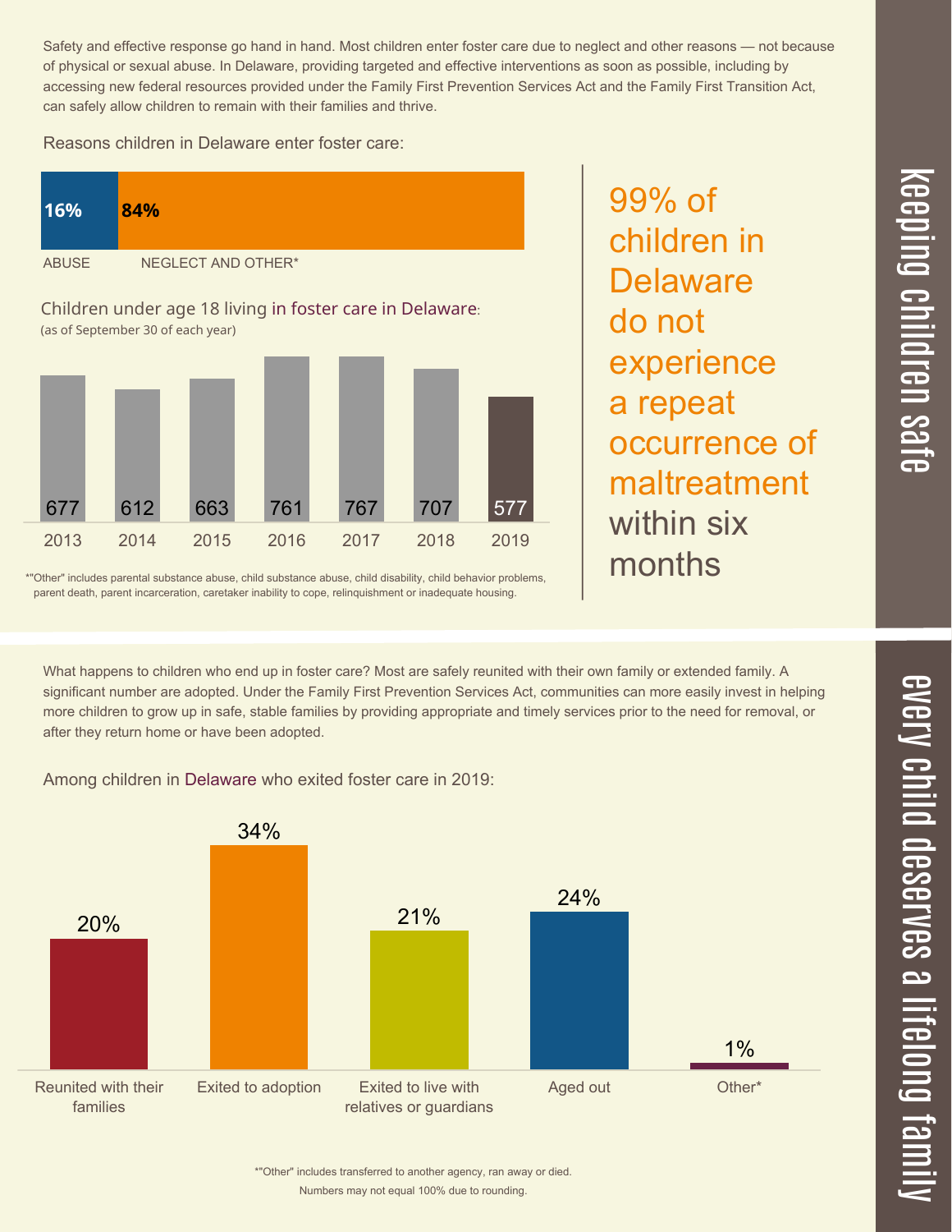# keeping children safe

Safety and effective response go hand in hand. Most children enter foster care due to neglect and other reasons — not because of physical or sexual abuse. In Delaware, providing targeted and effective interventions as soon as possible, including by accessing new federal resources provided under the Family First Prevention Services Act and the Family First Transition Act, can safely allow children to remain with their families and thrive.

Reasons children in Delaware enter foster care:

| ABUSE | NEGLECT AND OTHER* |
|---|---|
| 16% | 84% |

Children under age 18 living in foster care in Delaware:
(as of September 30 of each year)

| 2013 | 2014 | 2015 | 2016 | 2017 | 2018 | 2019 |
|---|---|---|---|---|---|---|
| 677 | 612 | 663 | 761 | 767 | 707 | 577 |

*"Other" includes parental substance abuse, child substance abuse, child disability, child behavior problems, parent death, parent incarceration, caretaker inability to cope, relinquishment or inadequate housing.

**99% of children in Delaware do not experience a repeat occurrence of maltreatment within six months**

# every child deserves a lifelong family

What happens to children who end up in foster care? Most are safely reunited with their own family or extended family. A significant number are adopted. Under the Family First Prevention Services Act, communities can more easily invest in helping more children to grow up in safe, stable families by providing appropriate and timely services prior to the need for removal, or after they return home or have been adopted.

Among children in Delaware who exited foster care in 2019:

| Reunited with their families | Exited to adoption | Exited to live with relatives or guardians | Aged out | Other* |
|---|---|---|---|---|
| 20% | 34% | 21% | 24% | 1% |

*"Other" includes transferred to another agency, ran away or died.
Numbers may not equal 100% due to rounding.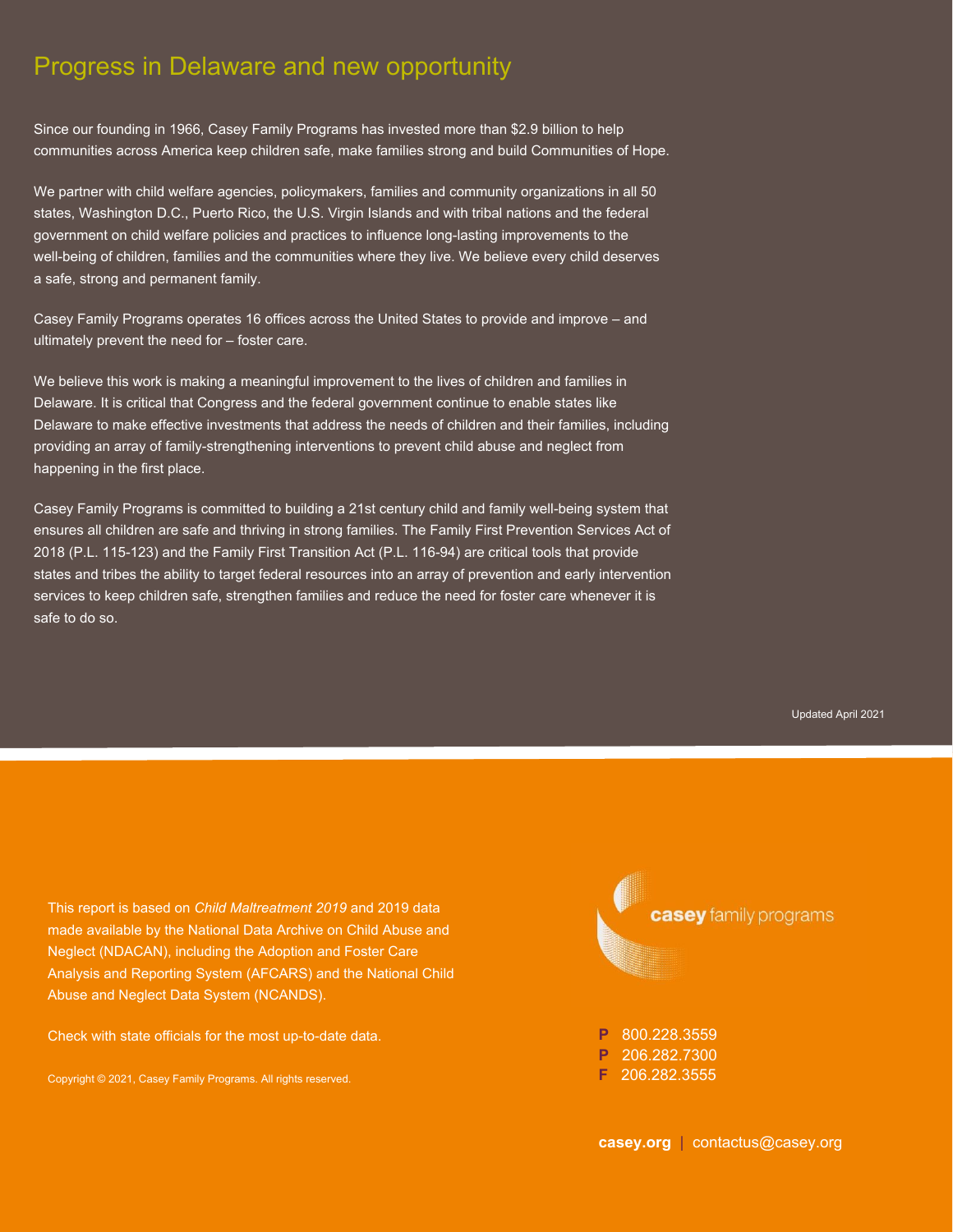## Progress in Delaware and new opportunity

Since our founding in 1966, Casey Family Programs has invested more than $2.9 billion to help communities across America keep children safe, make families strong and build Communities of Hope.

We partner with child welfare agencies, policymakers, families and community organizations in all 50 states, Washington D.C., Puerto Rico, the U.S. Virgin Islands and with tribal nations and the federal government on child welfare policies and practices to influence long-lasting improvements to the well-being of children, families and the communities where they live. We believe every child deserves a safe, strong and permanent family.

Casey Family Programs operates 16 offices across the United States to provide and improve – and ultimately prevent the need for – foster care.

We believe this work is making a meaningful improvement to the lives of children and families in Delaware. It is critical that Congress and the federal government continue to enable states like Delaware to make effective investments that address the needs of children and their families, including providing an array of family-strengthening interventions to prevent child abuse and neglect from happening in the first place.

Casey Family Programs is committed to building a 21st century child and family well-being system that ensures all children are safe and thriving in strong families. The Family First Prevention Services Act of 2018 (P.L. 115-123) and the Family First Transition Act (P.L. 116-94) are critical tools that provide states and tribes the ability to target federal resources into an array of prevention and early intervention services to keep children safe, strengthen families and reduce the need for foster care whenever it is safe to do so.

Updated April 2021

This report is based on *Child Maltreatment 2019* and 2019 data made available by the National Data Archive on Child Abuse and Neglect (NDACAN), including the Adoption and Foster Care Analysis and Reporting System (AFCARS) and the National Child Abuse and Neglect Data System (NCANDS).

Check with state officials for the most up-to-date data.

Copyright © 2021, Casey Family Programs. All rights reserved.

**casey** family programs

**P** 800.228.3559
**P** 206.282.7300
**F** 206.282.3555

**casey.org** | contactus@casey.org